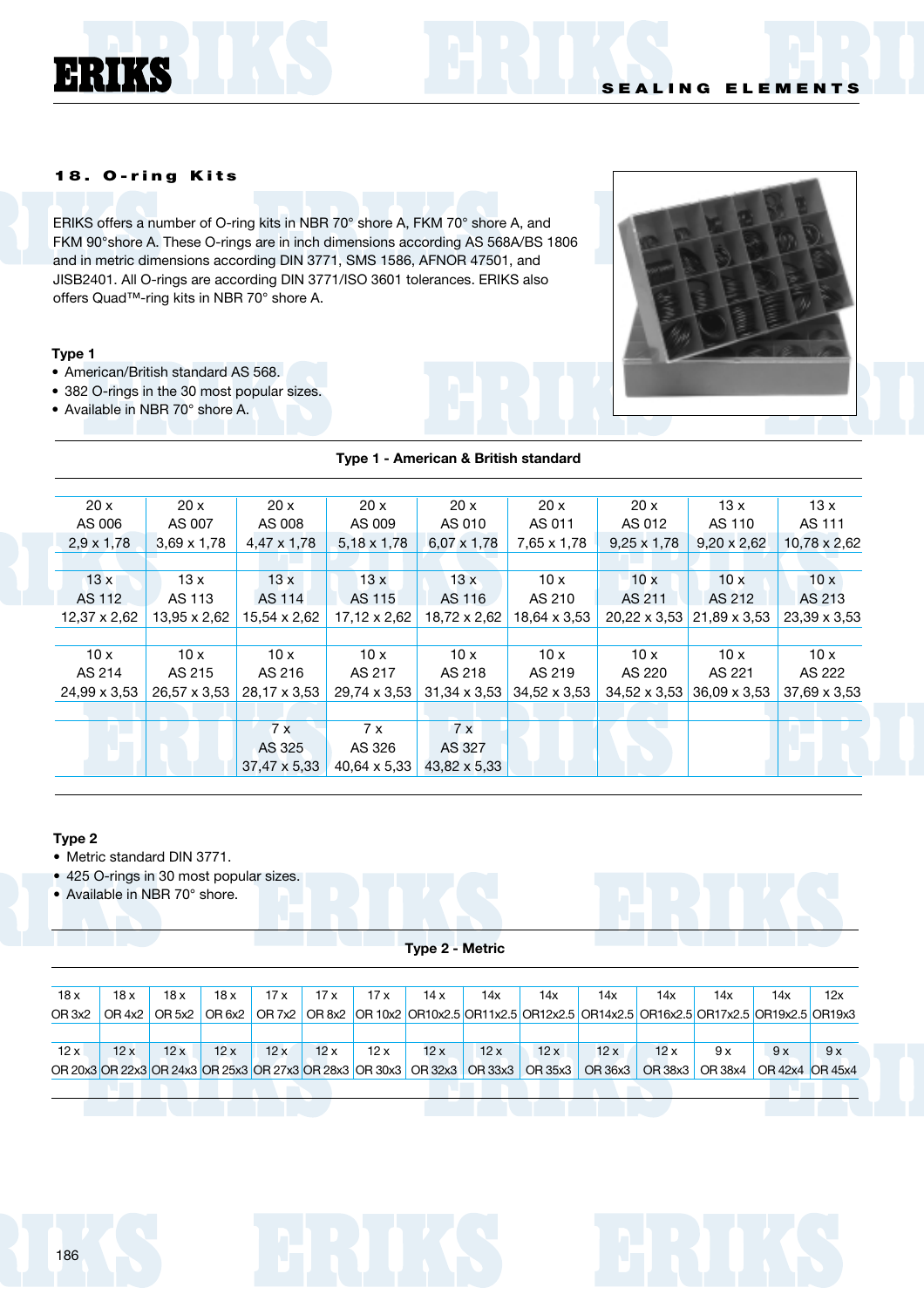## 18. O-ring Kits

ERIKS offers a number of O-ring kits in NBR 70° shore A, FKM 70° shore A, and FKM 90°shore A. These O-rings are in inch dimensions according AS 568A/BS 1806 and in metric dimensions according DIN 3771, SMS 1586, AFNOR 47501, and JISB2401. All O-rings are according DIN 3771/ISO 3601 tolerances. ERIKS also offers Quad™-ring kits in NBR 70° shore A.

**Type 1**

- American/British standard AS 568.
- 382 O-rings in the 30 most popular sizes.
- Available in NBR 70° shore A.

**Type 1 - American & British standard**

| | | | | | | | | |
|---|---|---|---|---|---|---|---|---|
| 20 x AS 006 2,9 x 1,78 | 20 x AS 007 3,69 x 1,78 | 20 x AS 008 4,47 x 1,78 | 20 x AS 009 5,18 x 1,78 | 20 x AS 010 6,07 x 1,78 | 20 x AS 011 7,65 x 1,78 | 20 x AS 012 9,25 x 1,78 | 13 x AS 110 9,20 x 2,62 | 13 x AS 111 10,78 x 2,62 |
| 13 x AS 112 12,37 x 2,62 | 13 x AS 113 13,95 x 2,62 | 13 x AS 114 15,54 x 2,62 | 13 x AS 115 17,12 x 2,62 | 13 x AS 116 18,72 x 2,62 | 10 x AS 210 18,64 x 3,53 | 10 x AS 211 20,22 x 3,53 | 10 x AS 212 21,89 x 3,53 | 10 x AS 213 23,39 x 3,53 |
| 10 x AS 214 24,99 x 3,53 | 10 x AS 215 26,57 x 3,53 | 10 x AS 216 28,17 x 3,53 | 10 x AS 217 29,74 x 3,53 | 10 x AS 218 31,34 x 3,53 | 10 x AS 219 34,52 x 3,53 | 10 x AS 220 34,52 x 3,53 | 10 x AS 221 36,09 x 3,53 | 10 x AS 222 37,69 x 3,53 |
| | | 7 x AS 325 37,47 x 5,33 | 7 x AS 326 40,64 x 5,33 | 7 x AS 327 43,82 x 5,33 | | | | |

**Type 2**

- Metric standard DIN 3771.
- 425 O-rings in 30 most popular sizes.
- Available in NBR 70° shore.

**Type 2 - Metric**

| | | | | | | | | | | | | | | |
|---|---|---|---|---|---|---|---|---|---|---|---|---|---|---|
| 18 x OR 3x2 | 18 x OR 4x2 | 18 x OR 5x2 | 18 x OR 6x2 | 17 x OR 7x2 | 17 x OR 8x2 | 17 x OR 10x2 | 14 x OR10x2.5 | 14x OR11x2.5 | 14x OR12x2.5 | 14x OR14x2.5 | 14x OR16x2.5 | 14x OR17x2.5 | 14x OR19x2.5 | 12x OR19x3 |
| 12 x OR 20x3 | 12 x OR 22x3 | 12 x OR 24x3 | 12 x OR 25x3 | 12 x OR 27x3 | 12 x OR 28x3 | 12 x OR 30x3 | 12 x OR 32x3 | 12 x OR 33x3 | 12 x OR 35x3 | 12 x OR 36x3 | 12 x OR 38x3 | 9 x OR 38x4 | 9 x OR 42x4 | 9 x OR 45x4 |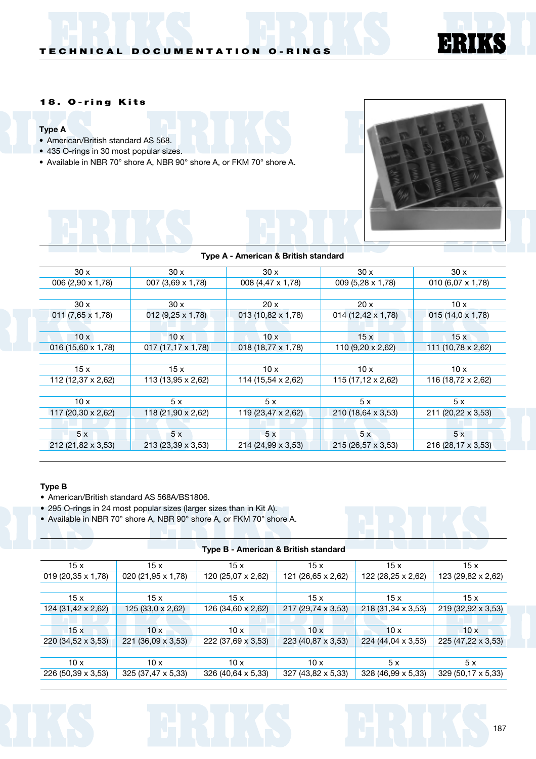## 18. O-ring Kits

**Type A**

- American/British standard AS 568.
- 435 O-rings in 30 most popular sizes.
- Available in NBR 70° shore A, NBR 90° shore A, or FKM 70° shore A.

**Type A - American & British standard**

| | | | | |
|---|---|---|---|---|
| 30 x | 30 x | 30 x | 30 x | 30 x |
| 006 (2,90 x 1,78) | 007 (3,69 x 1,78) | 008 (4,47 x 1,78) | 009 (5,28 x 1,78) | 010 (6,07 x 1,78) |
| 30 x | 30 x | 20 x | 20 x | 10 x |
| 011 (7,65 x 1,78) | 012 (9,25 x 1,78) | 013 (10,82 x 1,78) | 014 (12,42 x 1,78) | 015 (14,0 x 1,78) |
| 10 x | 10 x | 10 x | 15 x | 15 x |
| 016 (15,60 x 1,78) | 017 (17,17 x 1,78) | 018 (18,77 x 1,78) | 110 (9,20 x 2,62) | 111 (10,78 x 2,62) |
| 15 x | 15 x | 10 x | 10 x | 10 x |
| 112 (12,37 x 2,62) | 113 (13,95 x 2,62) | 114 (15,54 x 2,62) | 115 (17,12 x 2,62) | 116 (18,72 x 2,62) |
| 10 x | 5 x | 5 x | 5 x | 5 x |
| 117 (20,30 x 2,62) | 118 (21,90 x 2,62) | 119 (23,47 x 2,62) | 210 (18,64 x 3,53) | 211 (20,22 x 3,53) |
| 5 x | 5 x | 5 x | 5 x | 5 x |
| 212 (21,82 x 3,53) | 213 (23,39 x 3,53) | 214 (24,99 x 3,53) | 215 (26,57 x 3,53) | 216 (28,17 x 3,53) |

**Type B**

- American/British standard AS 568A/BS1806.
- 295 O-rings in 24 most popular sizes (larger sizes than in Kit A).
- Available in NBR 70° shore A, NBR 90° shore A, or FKM 70° shore A.

**Type B - American & British standard**

| | | | | | |
|---|---|---|---|---|---|
| 15 x | 15 x | 15 x | 15 x | 15 x | 15 x |
| 019 (20,35 x 1,78) | 020 (21,95 x 1,78) | 120 (25,07 x 2,62) | 121 (26,65 x 2,62) | 122 (28,25 x 2,62) | 123 (29,82 x 2,62) |
| 15 x | 15 x | 15 x | 15 x | 15 x | 15 x |
| 124 (31,42 x 2,62) | 125 (33,0 x 2,62) | 126 (34,60 x 2,62) | 217 (29,74 x 3,53) | 218 (31,34 x 3,53) | 219 (32,92 x 3,53) |
| 15 x | 10 x | 10 x | 10 x | 10 x | 10 x |
| 220 (34,52 x 3,53) | 221 (36,09 x 3,53) | 222 (37,69 x 3,53) | 223 (40,87 x 3,53) | 224 (44,04 x 3,53) | 225 (47,22 x 3,53) |
| 10 x | 10 x | 10 x | 10 x | 5 x | 5 x |
| 226 (50,39 x 3,53) | 325 (37,47 x 5,33) | 326 (40,64 x 5,33) | 327 (43,82 x 5,33) | 328 (46,99 x 5,33) | 329 (50,17 x 5,33) |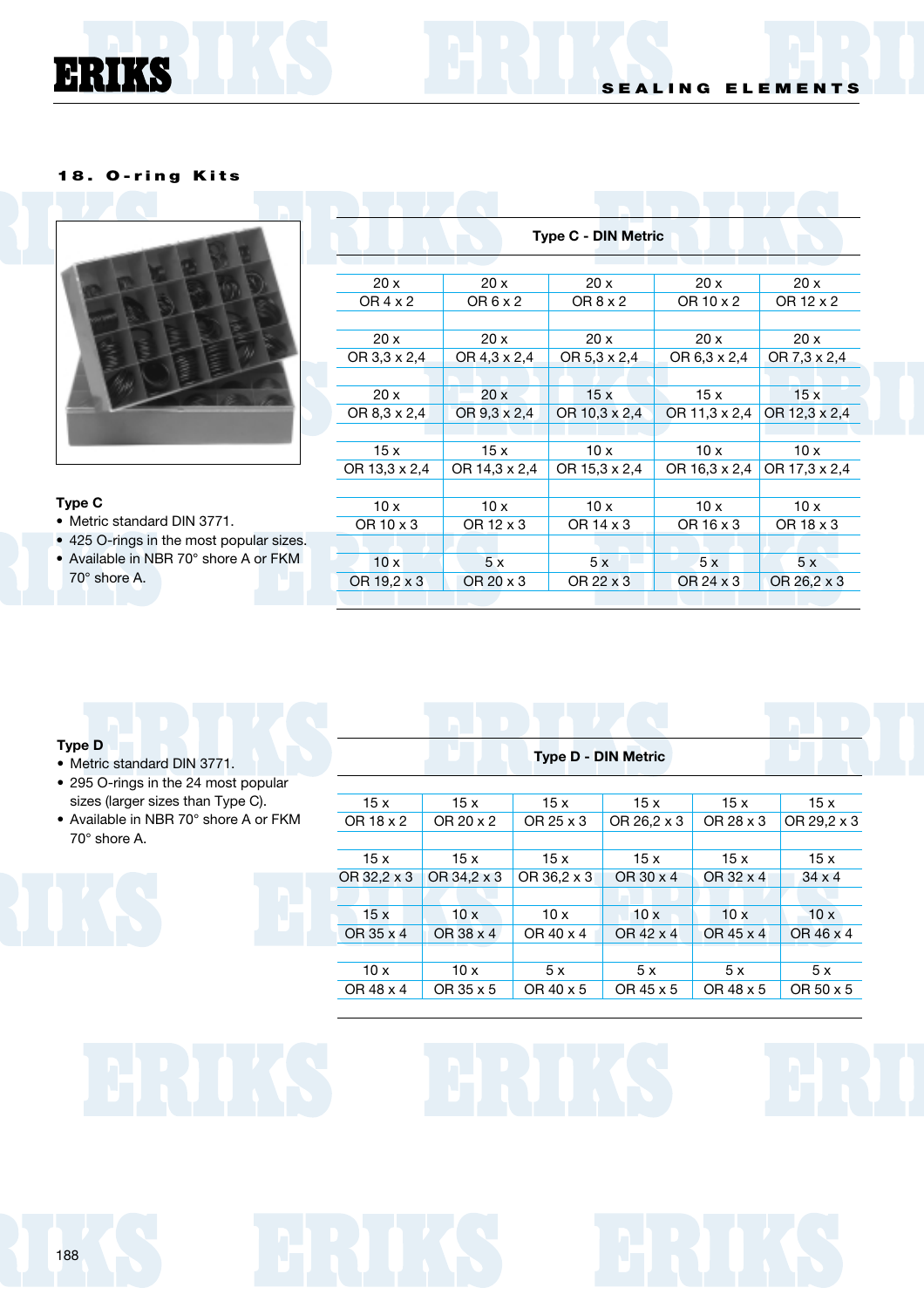## 18. O-ring Kits

**Type C**

- Metric standard DIN 3771.
- 425 O-rings in the most popular sizes.
- Available in NBR 70° shore A or FKM 70° shore A.

| Type C - DIN Metric | | | | |
|---|---|---|---|---|
| 20 x<br>OR 4 x 2 | 20 x<br>OR 6 x 2 | 20 x<br>OR 8 x 2 | 20 x<br>OR 10 x 2 | 20 x<br>OR 12 x 2 |
| 20 x<br>OR 3,3 x 2,4 | 20 x<br>OR 4,3 x 2,4 | 20 x<br>OR 5,3 x 2,4 | 20 x<br>OR 6,3 x 2,4 | 20 x<br>OR 7,3 x 2,4 |
| 20 x<br>OR 8,3 x 2,4 | 20 x<br>OR 9,3 x 2,4 | 15 x<br>OR 10,3 x 2,4 | 15 x<br>OR 11,3 x 2,4 | 15 x<br>OR 12,3 x 2,4 |
| 15 x<br>OR 13,3 x 2,4 | 15 x<br>OR 14,3 x 2,4 | 10 x<br>OR 15,3 x 2,4 | 10 x<br>OR 16,3 x 2,4 | 10 x<br>OR 17,3 x 2,4 |
| 10 x<br>OR 10 x 3 | 10 x<br>OR 12 x 3 | 10 x<br>OR 14 x 3 | 10 x<br>OR 16 x 3 | 10 x<br>OR 18 x 3 |
| 10 x<br>OR 19,2 x 3 | 5 x<br>OR 20 x 3 | 5 x<br>OR 22 x 3 | 5 x<br>OR 24 x 3 | 5 x<br>OR 26,2 x 3 |

**Type D**

- Metric standard DIN 3771.
- 295 O-rings in the 24 most popular sizes (larger sizes than Type C).
- Available in NBR 70° shore A or FKM 70° shore A.

| Type D - DIN Metric | | | | | |
|---|---|---|---|---|---|
| 15 x<br>OR 18 x 2 | 15 x<br>OR 20 x 2 | 15 x<br>OR 25 x 3 | 15 x<br>OR 26,2 x 3 | 15 x<br>OR 28 x 3 | 15 x<br>OR 29,2 x 3 |
| 15 x<br>OR 32,2 x 3 | 15 x<br>OR 34,2 x 3 | 15 x<br>OR 36,2 x 3 | 15 x<br>OR 30 x 4 | 15 x<br>OR 32 x 4 | 15 x<br>34 x 4 |
| 15 x<br>OR 35 x 4 | 10 x<br>OR 38 x 4 | 10 x<br>OR 40 x 4 | 10 x<br>OR 42 x 4 | 10 x<br>OR 45 x 4 | 10 x<br>OR 46 x 4 |
| 10 x<br>OR 48 x 4 | 10 x<br>OR 35 x 5 | 5 x<br>OR 40 x 5 | 5 x<br>OR 45 x 5 | 5 x<br>OR 48 x 5 | 5 x<br>OR 50 x 5 |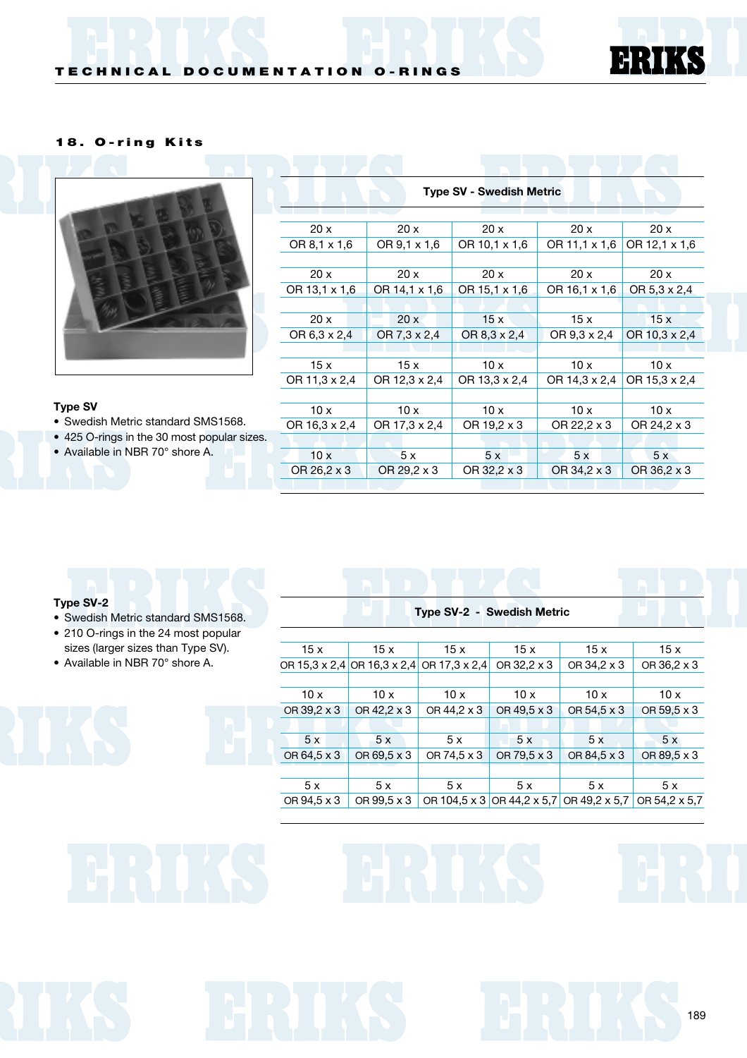## 18. O-ring Kits

**Type SV**

- Swedish Metric standard SMS1568.
- 425 O-rings in the 30 most popular sizes.
- Available in NBR 70° shore A.

| Type SV - Swedish Metric | | | | |
|---|---|---|---|---|
| 20 x | 20 x | 20 x | 20 x | 20 x |
| OR 8,1 x 1,6 | OR 9,1 x 1,6 | OR 10,1 x 1,6 | OR 11,1 x 1,6 | OR 12,1 x 1,6 |
| 20 x | 20 x | 20 x | 20 x | 20 x |
| OR 13,1 x 1,6 | OR 14,1 x 1,6 | OR 15,1 x 1,6 | OR 16,1 x 1,6 | OR 5,3 x 2,4 |
| 20 x | 20 x | 15 x | 15 x | 15 x |
| OR 6,3 x 2,4 | OR 7,3 x 2,4 | OR 8,3 x 2,4 | OR 9,3 x 2,4 | OR 10,3 x 2,4 |
| 15 x | 15 x | 10 x | 10 x | 10 x |
| OR 11,3 x 2,4 | OR 12,3 x 2,4 | OR 13,3 x 2,4 | OR 14,3 x 2,4 | OR 15,3 x 2,4 |
| 10 x | 10 x | 10 x | 10 x | 10 x |
| OR 16,3 x 2,4 | OR 17,3 x 2,4 | OR 19,2 x 3 | OR 22,2 x 3 | OR 24,2 x 3 |
| 10 x | 5 x | 5 x | 5 x | 5 x |
| OR 26,2 x 3 | OR 29,2 x 3 | OR 32,2 x 3 | OR 34,2 x 3 | OR 36,2 x 3 |

**Type SV-2**

- Swedish Metric standard SMS1568.
- 210 O-rings in the 24 most popular sizes (larger sizes than Type SV).
- Available in NBR 70° shore A.

| Type SV-2 - Swedish Metric | | | | | |
|---|---|---|---|---|---|
| 15 x | 15 x | 15 x | 15 x | 15 x | 15 x |
| OR 15,3 x 2,4 | OR 16,3 x 2,4 | OR 17,3 x 2,4 | OR 32,2 x 3 | OR 34,2 x 3 | OR 36,2 x 3 |
| 10 x | 10 x | 10 x | 10 x | 10 x | 10 x |
| OR 39,2 x 3 | OR 42,2 x 3 | OR 44,2 x 3 | OR 49,5 x 3 | OR 54,5 x 3 | OR 59,5 x 3 |
| 5 x | 5 x | 5 x | 5 x | 5 x | 5 x |
| OR 64,5 x 3 | OR 69,5 x 3 | OR 74,5 x 3 | OR 79,5 x 3 | OR 84,5 x 3 | OR 89,5 x 3 |
| 5 x | 5 x | 5 x | 5 x | 5 x | 5 x |
| OR 94,5 x 3 | OR 99,5 x 3 | OR 104,5 x 3 | OR 44,2 x 5,7 | OR 49,2 x 5,7 | OR 54,2 x 5,7 |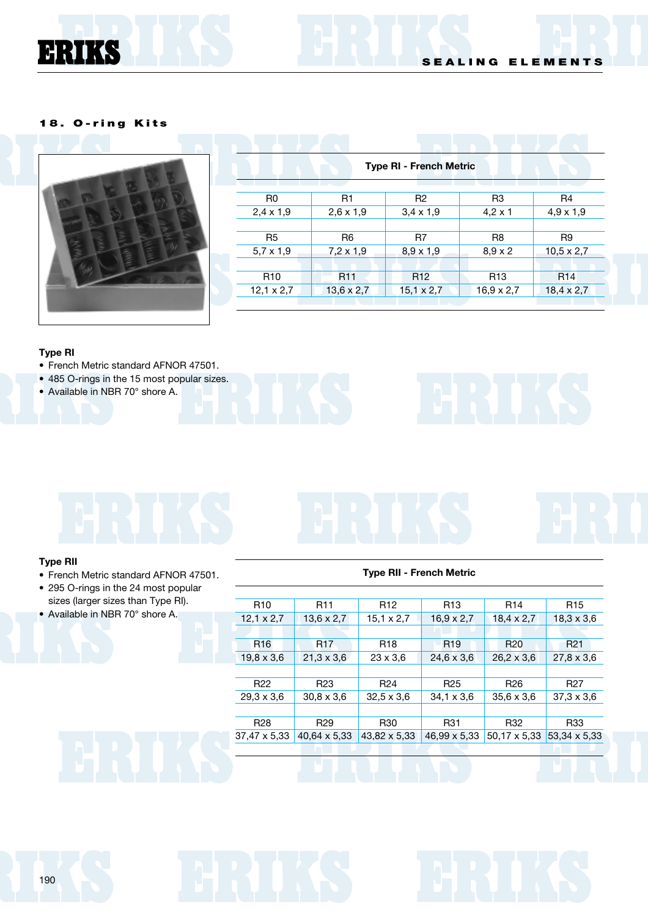## 18. O-ring Kits

| Type RI - French Metric | | | | |
|---|---|---|---|---|
| R0 | R1 | R2 | R3 | R4 |
| 2,4 x 1,9 | 2,6 x 1,9 | 3,4 x 1,9 | 4,2 x 1 | 4,9 x 1,9 |
| R5 | R6 | R7 | R8 | R9 |
| 5,7 x 1,9 | 7,2 x 1,9 | 8,9 x 1,9 | 8,9 x 2 | 10,5 x 2,7 |
| R10 | R11 | R12 | R13 | R14 |
| 12,1 x 2,7 | 13,6 x 2,7 | 15,1 x 2,7 | 16,9 x 2,7 | 18,4 x 2,7 |

**Type RI**

- French Metric standard AFNOR 47501.
- 485 O-rings in the 15 most popular sizes.
- Available in NBR 70° shore A.

**Type RII**

- French Metric standard AFNOR 47501.
- 295 O-rings in the 24 most popular sizes (larger sizes than Type RI).
- Available in NBR 70° shore A.

| Type RII - French Metric | | | | | |
|---|---|---|---|---|---|
| R10 | R11 | R12 | R13 | R14 | R15 |
| 12,1 x 2,7 | 13,6 x 2,7 | 15,1 x 2,7 | 16,9 x 2,7 | 18,4 x 2,7 | 18,3 x 3,6 |
| R16 | R17 | R18 | R19 | R20 | R21 |
| 19,8 x 3,6 | 21,3 x 3,6 | 23 x 3,6 | 24,6 x 3,6 | 26,2 x 3,6 | 27,8 x 3,6 |
| R22 | R23 | R24 | R25 | R26 | R27 |
| 29,3 x 3,6 | 30,8 x 3,6 | 32,5 x 3,6 | 34,1 x 3,6 | 35,6 x 3,6 | 37,3 x 3,6 |
| R28 | R29 | R30 | R31 | R32 | R33 |
| 37,47 x 5,33 | 40,64 x 5,33 | 43,82 x 5,33 | 46,99 x 5,33 | 50,17 x 5,33 | 53,34 x 5,33 |